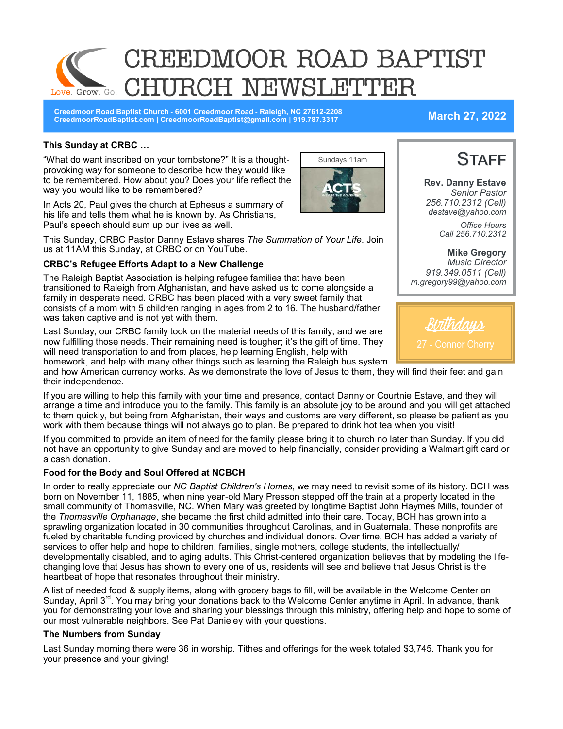# CREEDMOOR ROAD BAPTIST CHURCH NEWSLETTER

Love. Grow. Go.

**Creedmoor Road Baptist Church - 6001 Creedmoor Road - Raleigh, NC 27612-2208**
**CreedmoorRoadBaptist.com | CreedmoorRoadBaptist@gmail.com | 919.787.3317**

**March 27, 2022**

### This Sunday at CRBC …

Sundays 11am

ACTS — WE ARE THE MOVEMENT

"What do want inscribed on your tombstone?" It is a thought-provoking way for someone to describe how they would like to be remembered. How about you? Does your life reflect the way you would like to be remembered?

In Acts 20, Paul gives the church at Ephesus a summary of his life and tells them what he is known by. As Christians, Paul's speech should sum up our lives as well.

This Sunday, CRBC Pastor Danny Estave shares *The Summation of Your Life*. Join us at 11AM this Sunday, at CRBC or on YouTube.

### CRBC's Refugee Efforts Adapt to a New Challenge

The Raleigh Baptist Association is helping refugee families that have been transitioned to Raleigh from Afghanistan, and have asked us to come alongside a family in desperate need. CRBC has been placed with a very sweet family that consists of a mom with 5 children ranging in ages from 2 to 16. The husband/father was taken captive and is not yet with them.

Last Sunday, our CRBC family took on the material needs of this family, and we are now fulfilling those needs. Their remaining need is tougher; it's the gift of time. They will need transportation to and from places, help learning English, help with homework, and help with many other things such as learning the Raleigh bus system and how American currency works. As we demonstrate the love of Jesus to them, they will find their feet and gain their independence.

If you are willing to help this family with your time and presence, contact Danny or Courtnie Estave, and they will arrange a time and introduce you to the family. This family is an absolute joy to be around and you will get attached to them quickly, but being from Afghanistan, their ways and customs are very different, so please be patient as you work with them because things will not always go to plan. Be prepared to drink hot tea when you visit!

If you committed to provide an item of need for the family please bring it to church no later than Sunday. If you did not have an opportunity to give Sunday and are moved to help financially, consider providing a Walmart gift card or a cash donation.

### Food for the Body and Soul Offered at NCBCH

In order to really appreciate our *NC Baptist Children's Homes*, we may need to revisit some of its history. BCH was born on November 11, 1885, when nine year-old Mary Presson stepped off the train at a property located in the small community of Thomasville, NC. When Mary was greeted by longtime Baptist John Haymes Mills, founder of the *Thomasville Orphanage*, she became the first child admitted into their care. Today, BCH has grown into a sprawling organization located in 30 communities throughout Carolinas, and in Guatemala. These nonprofits are fueled by charitable funding provided by churches and individual donors. Over time, BCH has added a variety of services to offer help and hope to children, families, single mothers, college students, the intellectually/developmentally disabled, and to aging adults. This Christ-centered organization believes that by modeling the life-changing love that Jesus has shown to every one of us, residents will see and believe that Jesus Christ is the heartbeat of hope that resonates throughout their ministry.

A list of needed food & supply items, along with grocery bags to fill, will be available in the Welcome Center on Sunday, April 3rd. You may bring your donations back to the Welcome Center anytime in April. In advance, thank you for demonstrating your love and sharing your blessings through this ministry, offering help and hope to some of our most vulnerable neighbors. See Pat Danieley with your questions.

### The Numbers from Sunday

Last Sunday morning there were 36 in worship. Tithes and offerings for the week totaled $3,745. Thank you for your presence and your giving!

## Staff

**Rev. Danny Estave**
*Senior Pastor*
*256.710.2312 (Cell)*
*destave@yahoo.com*

*Office Hours*
*Call 256.710.2312*

**Mike Gregory**
*Music Director*
*919.349.0511 (Cell)*
*m.gregory99@yahoo.com*

## Birthdays

27 - Connor Cherry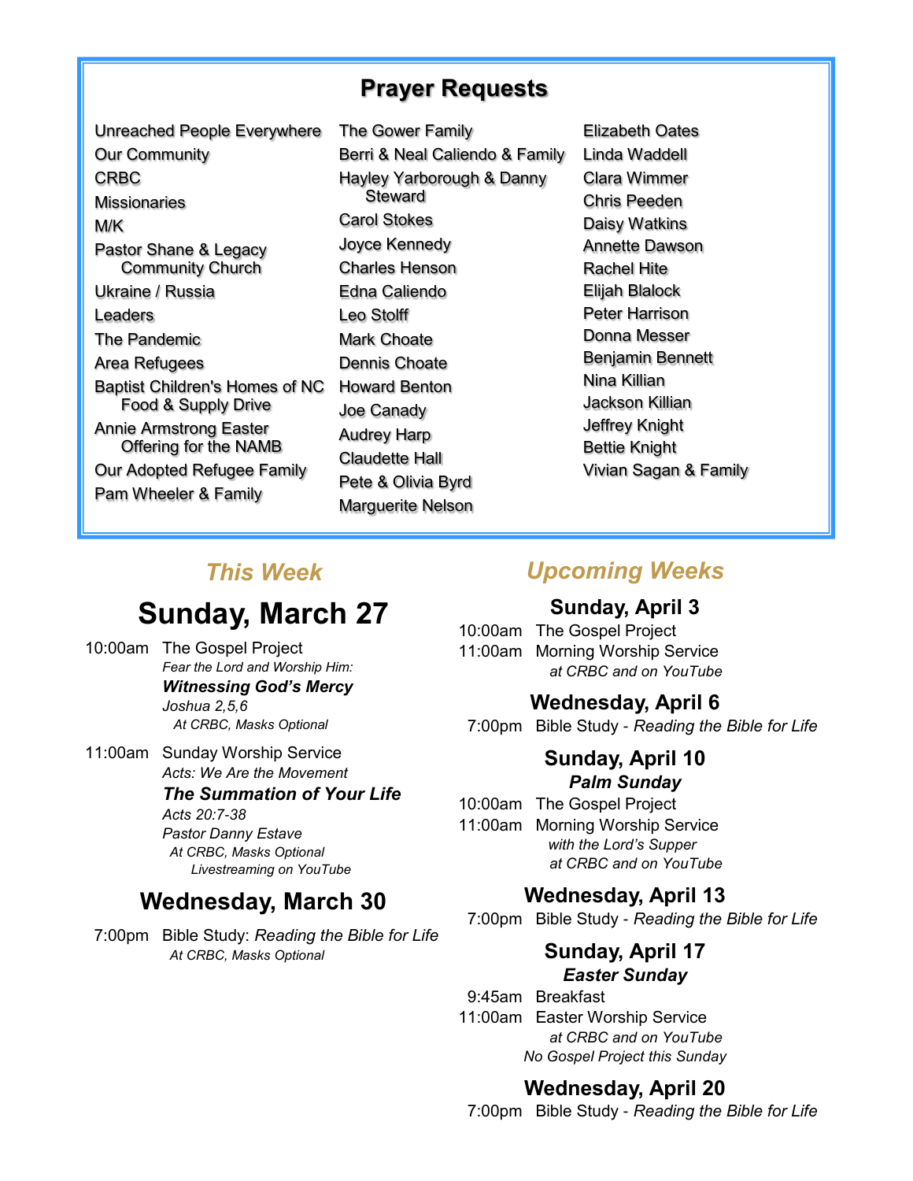## Prayer Requests

Unreached People Everywhere
Our Community
CRBC
Missionaries
M/K
Pastor Shane & Legacy Community Church
Ukraine / Russia
Leaders
The Pandemic
Area Refugees
Baptist Children's Homes of NC Food & Supply Drive
Annie Armstrong Easter Offering for the NAMB
Our Adopted Refugee Family
Pam Wheeler & Family

The Gower Family
Berri & Neal Caliendo & Family
Hayley Yarborough & Danny Steward
Carol Stokes
Joyce Kennedy
Charles Henson
Edna Caliendo
Leo Stolff
Mark Choate
Dennis Choate
Howard Benton
Joe Canady
Audrey Harp
Claudette Hall
Pete & Olivia Byrd
Marguerite Nelson

Elizabeth Oates
Linda Waddell
Clara Wimmer
Chris Peeden
Daisy Watkins
Annette Dawson
Rachel Hite
Elijah Blalock
Peter Harrison
Donna Messer
Benjamin Bennett
Nina Killian
Jackson Killian
Jeffrey Knight
Bettie Knight
Vivian Sagan & Family

## *This Week*

# Sunday, March 27

10:00am The Gospel Project
*Fear the Lord and Worship Him:*
***Witnessing God's Mercy***
*Joshua 2,5,6*
*At CRBC, Masks Optional*

11:00am Sunday Worship Service
*Acts: We Are the Movement*
***The Summation of Your Life***
*Acts 20:7-38*
*Pastor Danny Estave*
*At CRBC, Masks Optional*
*Livestreaming on YouTube*

## Wednesday, March 30

7:00pm Bible Study: *Reading the Bible for Life*
*At CRBC, Masks Optional*

## *Upcoming Weeks*

### Sunday, April 3

10:00am The Gospel Project
11:00am Morning Worship Service
*at CRBC and on YouTube*

### Wednesday, April 6

7:00pm Bible Study - *Reading the Bible for Life*

### Sunday, April 10
***Palm Sunday***

10:00am The Gospel Project
11:00am Morning Worship Service
*with the Lord's Supper*
*at CRBC and on YouTube*

### Wednesday, April 13

7:00pm Bible Study - *Reading the Bible for Life*

### Sunday, April 17
***Easter Sunday***

9:45am Breakfast
11:00am Easter Worship Service
*at CRBC and on YouTube*
*No Gospel Project this Sunday*

### Wednesday, April 20

7:00pm Bible Study - *Reading the Bible for Life*